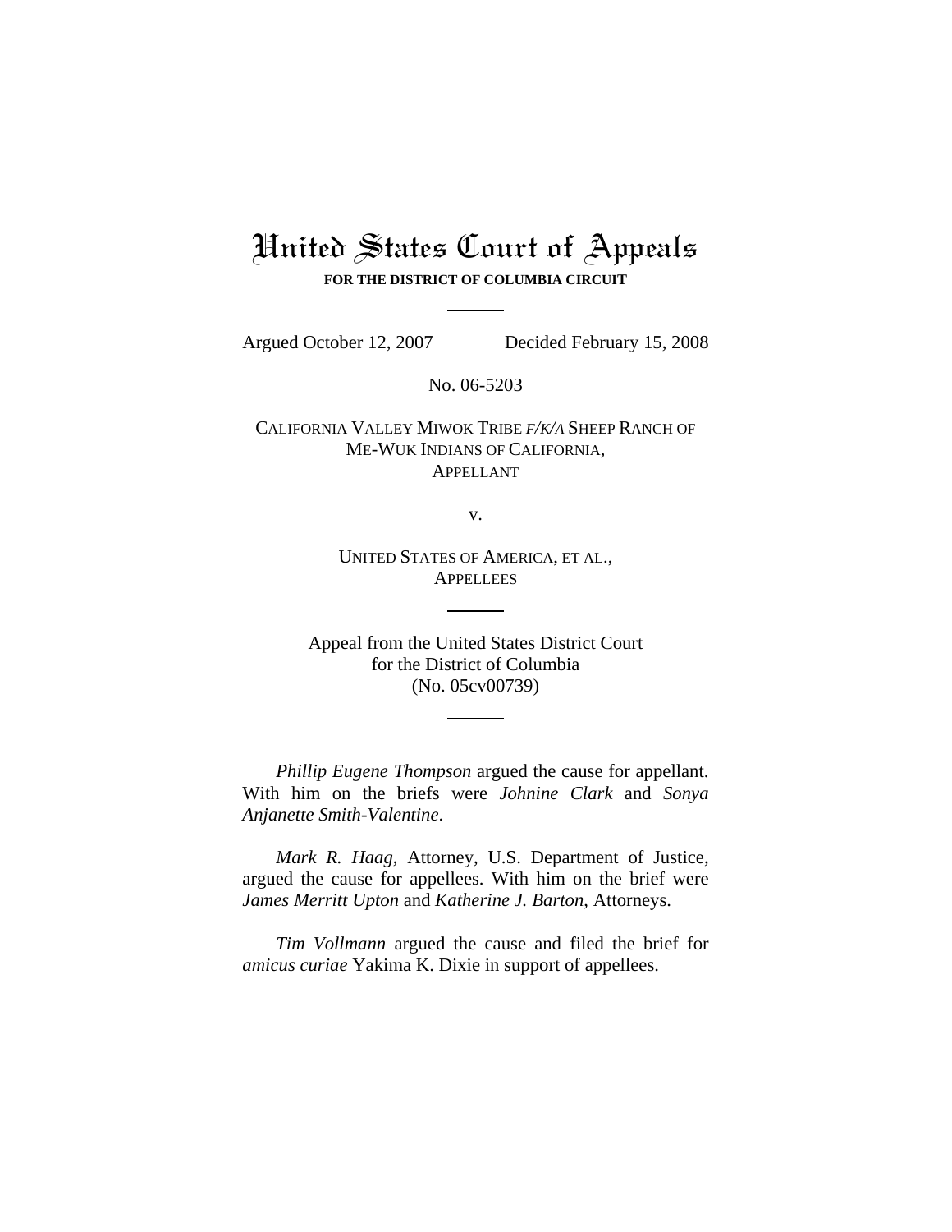# United States Court of Appeals

**FOR THE DISTRICT OF COLUMBIA CIRCUIT**

Argued October 12, 2007 Decided February 15, 2008

No. 06-5203

CALIFORNIA VALLEY MIWOK TRIBE *F/K/A* SHEEP RANCH OF ME-WUK INDIANS OF CALIFORNIA,
APPELLANT

v.

UNITED STATES OF AMERICA, ET AL.,
APPELLEES

Appeal from the United States District Court
for the District of Columbia
(No. 05cv00739)

*Phillip Eugene Thompson* argued the cause for appellant. With him on the briefs were *Johnine Clark* and *Sonya Anjanette Smith-Valentine*.

*Mark R. Haag*, Attorney, U.S. Department of Justice, argued the cause for appellees. With him on the brief were *James Merritt Upton* and *Katherine J. Barton*, Attorneys.

*Tim Vollmann* argued the cause and filed the brief for *amicus curiae* Yakima K. Dixie in support of appellees.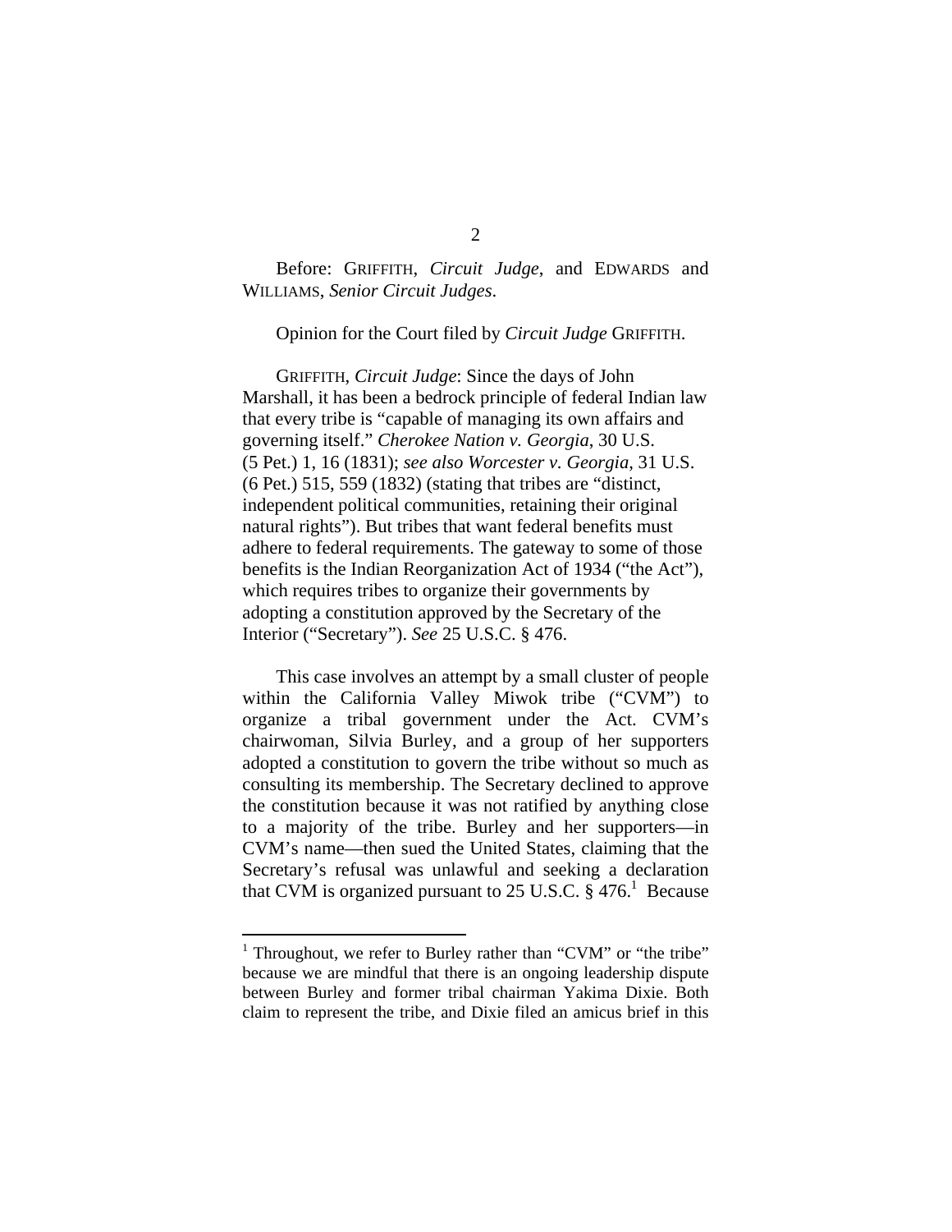Before: GRIFFITH, *Circuit Judge*, and EDWARDS and WILLIAMS, *Senior Circuit Judges*.

Opinion for the Court filed by *Circuit Judge* GRIFFITH.

GRIFFITH, *Circuit Judge*: Since the days of John Marshall, it has been a bedrock principle of federal Indian law that every tribe is "capable of managing its own affairs and governing itself." *Cherokee Nation v. Georgia*, 30 U.S. (5 Pet.) 1, 16 (1831); *see also Worcester v. Georgia*, 31 U.S. (6 Pet.) 515, 559 (1832) (stating that tribes are "distinct, independent political communities, retaining their original natural rights"). But tribes that want federal benefits must adhere to federal requirements. The gateway to some of those benefits is the Indian Reorganization Act of 1934 ("the Act"), which requires tribes to organize their governments by adopting a constitution approved by the Secretary of the Interior ("Secretary"). *See* 25 U.S.C. § 476.

This case involves an attempt by a small cluster of people within the California Valley Miwok tribe ("CVM") to organize a tribal government under the Act. CVM's chairwoman, Silvia Burley, and a group of her supporters adopted a constitution to govern the tribe without so much as consulting its membership. The Secretary declined to approve the constitution because it was not ratified by anything close to a majority of the tribe. Burley and her supporters—in CVM's name—then sued the United States, claiming that the Secretary's refusal was unlawful and seeking a declaration that CVM is organized pursuant to 25 U.S.C. § 476.[1] Because

[1] Throughout, we refer to Burley rather than "CVM" or "the tribe" because we are mindful that there is an ongoing leadership dispute between Burley and former tribal chairman Yakima Dixie. Both claim to represent the tribe, and Dixie filed an amicus brief in this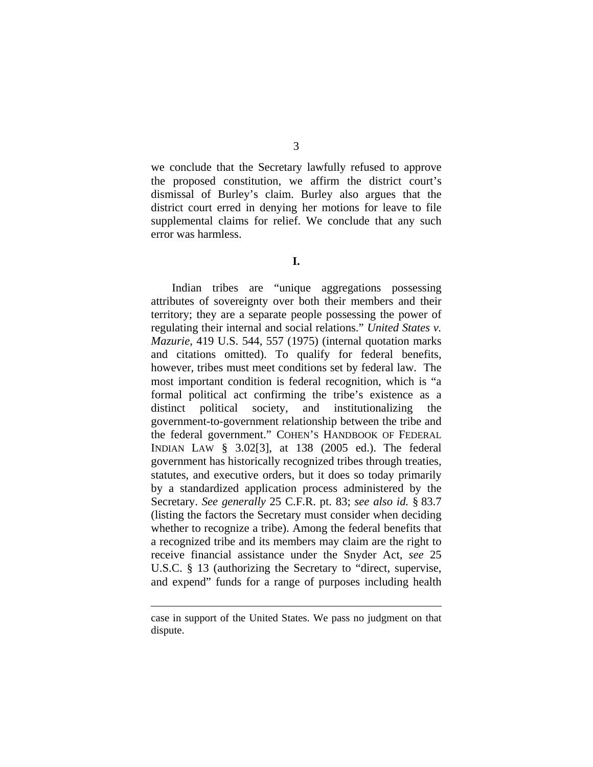we conclude that the Secretary lawfully refused to approve the proposed constitution, we affirm the district court's dismissal of Burley's claim. Burley also argues that the district court erred in denying her motions for leave to file supplemental claims for relief. We conclude that any such error was harmless.

## I.

Indian tribes are "unique aggregations possessing attributes of sovereignty over both their members and their territory; they are a separate people possessing the power of regulating their internal and social relations." *United States v. Mazurie*, 419 U.S. 544, 557 (1975) (internal quotation marks and citations omitted). To qualify for federal benefits, however, tribes must meet conditions set by federal law. The most important condition is federal recognition, which is "a formal political act confirming the tribe's existence as a distinct political society, and institutionalizing the government-to-government relationship between the tribe and the federal government." COHEN'S HANDBOOK OF FEDERAL INDIAN LAW § 3.02[3], at 138 (2005 ed.). The federal government has historically recognized tribes through treaties, statutes, and executive orders, but it does so today primarily by a standardized application process administered by the Secretary. *See generally* 25 C.F.R. pt. 83; *see also id.* § 83.7 (listing the factors the Secretary must consider when deciding whether to recognize a tribe). Among the federal benefits that a recognized tribe and its members may claim are the right to receive financial assistance under the Snyder Act, *see* 25 U.S.C. § 13 (authorizing the Secretary to "direct, supervise, and expend" funds for a range of purposes including health

---

case in support of the United States. We pass no judgment on that dispute.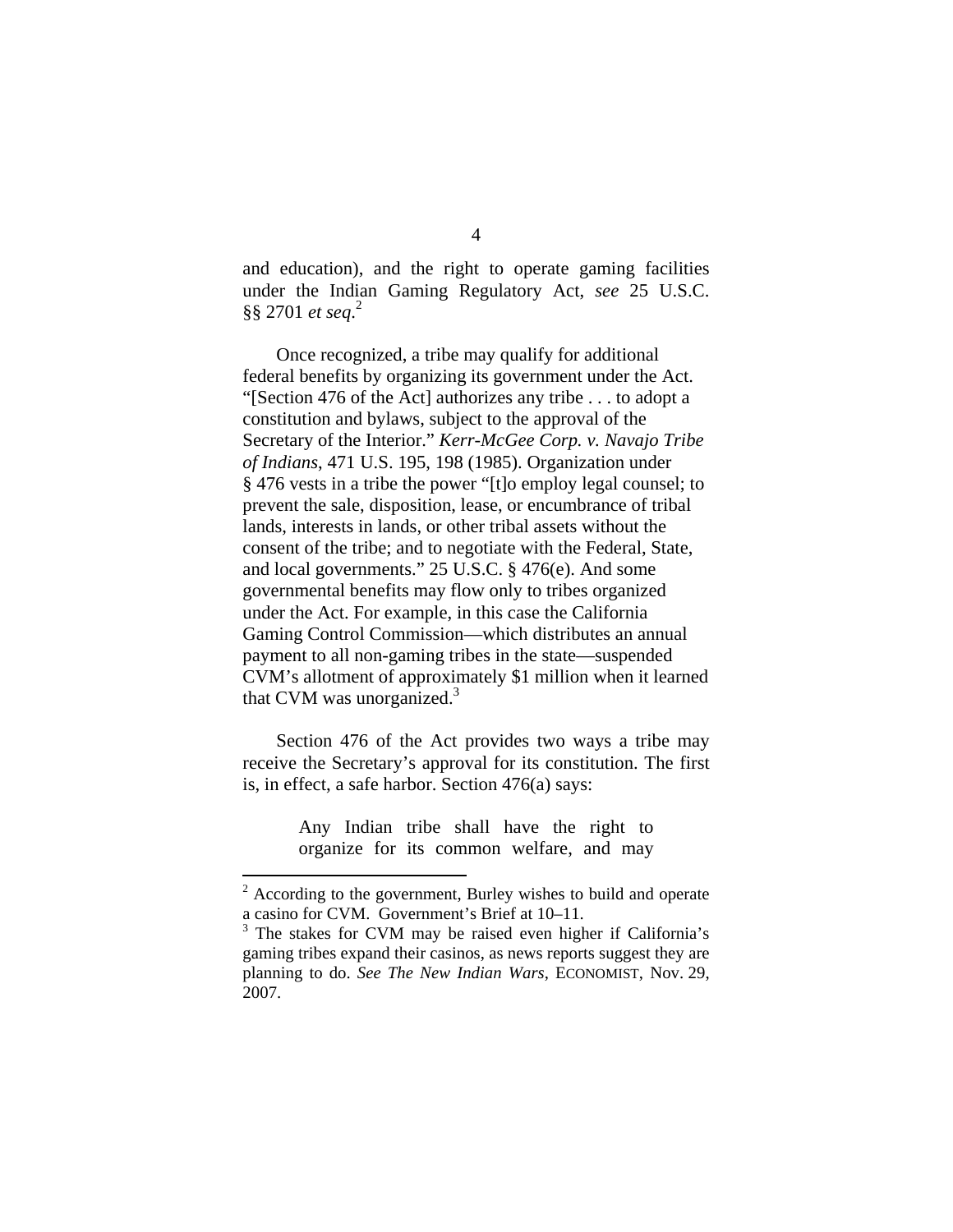and education), and the right to operate gaming facilities under the Indian Gaming Regulatory Act, *see* 25 U.S.C. §§ 2701 *et seq.*[2]

Once recognized, a tribe may qualify for additional federal benefits by organizing its government under the Act. "[Section 476 of the Act] authorizes any tribe . . . to adopt a constitution and bylaws, subject to the approval of the Secretary of the Interior." *Kerr-McGee Corp. v. Navajo Tribe of Indians*, 471 U.S. 195, 198 (1985). Organization under § 476 vests in a tribe the power "[t]o employ legal counsel; to prevent the sale, disposition, lease, or encumbrance of tribal lands, interests in lands, or other tribal assets without the consent of the tribe; and to negotiate with the Federal, State, and local governments." 25 U.S.C. § 476(e). And some governmental benefits may flow only to tribes organized under the Act. For example, in this case the California Gaming Control Commission—which distributes an annual payment to all non-gaming tribes in the state—suspended CVM's allotment of approximately $1 million when it learned that CVM was unorganized.[3]

Section 476 of the Act provides two ways a tribe may receive the Secretary's approval for its constitution. The first is, in effect, a safe harbor. Section 476(a) says:

> Any Indian tribe shall have the right to organize for its common welfare, and may

---

[2] According to the government, Burley wishes to build and operate a casino for CVM. Government's Brief at 10–11.

[3] The stakes for CVM may be raised even higher if California's gaming tribes expand their casinos, as news reports suggest they are planning to do. *See The New Indian Wars*, ECONOMIST, Nov. 29, 2007.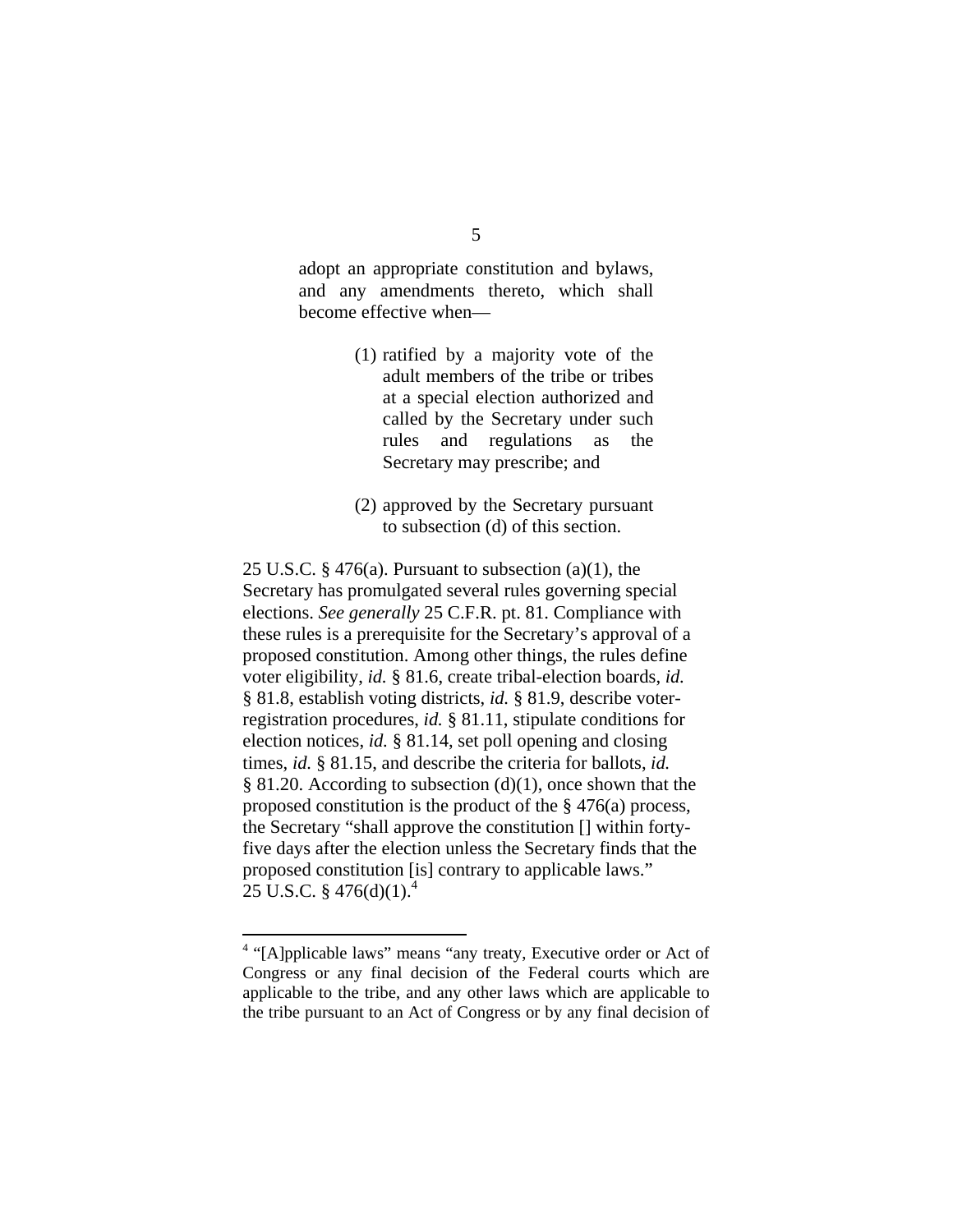> adopt an appropriate constitution and bylaws, and any amendments thereto, which shall become effective when—
>
> > (1) ratified by a majority vote of the adult members of the tribe or tribes at a special election authorized and called by the Secretary under such rules and regulations as the Secretary may prescribe; and
> >
> > (2) approved by the Secretary pursuant to subsection (d) of this section.

25 U.S.C. § 476(a). Pursuant to subsection (a)(1), the Secretary has promulgated several rules governing special elections. *See generally* 25 C.F.R. pt. 81. Compliance with these rules is a prerequisite for the Secretary's approval of a proposed constitution. Among other things, the rules define voter eligibility, *id.* § 81.6, create tribal-election boards, *id.* § 81.8, establish voting districts, *id.* § 81.9, describe voter-registration procedures, *id.* § 81.11, stipulate conditions for election notices, *id.* § 81.14, set poll opening and closing times, *id.* § 81.15, and describe the criteria for ballots, *id.* § 81.20. According to subsection (d)(1), once shown that the proposed constitution is the product of the § 476(a) process, the Secretary "shall approve the constitution [] within forty-five days after the election unless the Secretary finds that the proposed constitution [is] contrary to applicable laws." 25 U.S.C. § 476(d)(1).[4]

---

[4] "[A]pplicable laws" means "any treaty, Executive order or Act of Congress or any final decision of the Federal courts which are applicable to the tribe, and any other laws which are applicable to the tribe pursuant to an Act of Congress or by any final decision of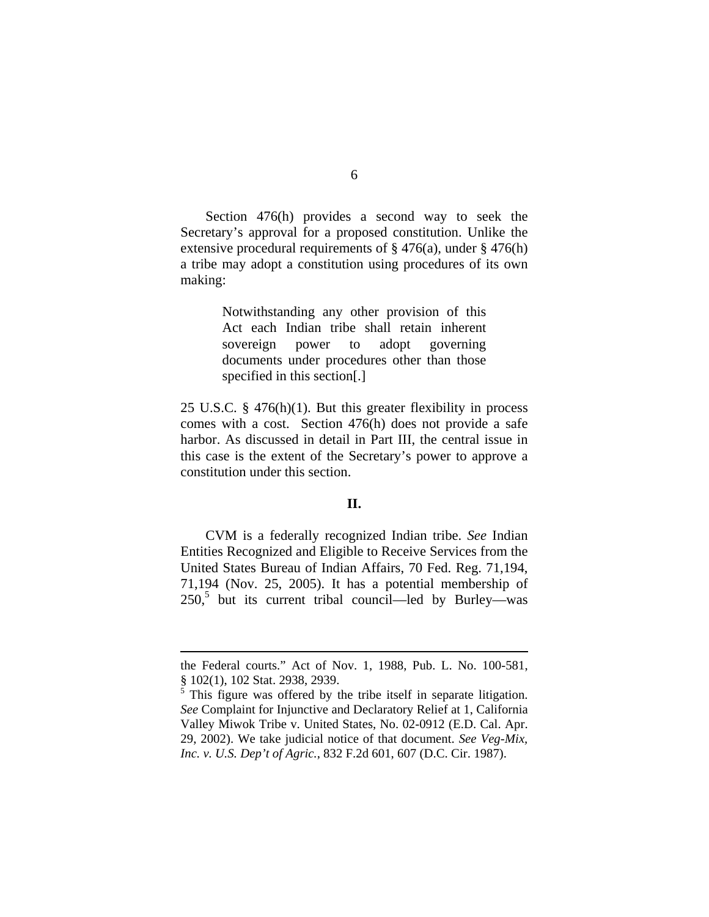Section 476(h) provides a second way to seek the Secretary's approval for a proposed constitution. Unlike the extensive procedural requirements of § 476(a), under § 476(h) a tribe may adopt a constitution using procedures of its own making:

> Notwithstanding any other provision of this Act each Indian tribe shall retain inherent sovereign power to adopt governing documents under procedures other than those specified in this section[.]

25 U.S.C. § 476(h)(1). But this greater flexibility in process comes with a cost. Section 476(h) does not provide a safe harbor. As discussed in detail in Part III, the central issue in this case is the extent of the Secretary's power to approve a constitution under this section.

## II.

CVM is a federally recognized Indian tribe. *See* Indian Entities Recognized and Eligible to Receive Services from the United States Bureau of Indian Affairs, 70 Fed. Reg. 71,194, 71,194 (Nov. 25, 2005). It has a potential membership of 250,[5] but its current tribal council—led by Burley—was

---

the Federal courts." Act of Nov. 1, 1988, Pub. L. No. 100-581, § 102(1), 102 Stat. 2938, 2939.

[5] This figure was offered by the tribe itself in separate litigation. *See* Complaint for Injunctive and Declaratory Relief at 1, California Valley Miwok Tribe v. United States, No. 02-0912 (E.D. Cal. Apr. 29, 2002). We take judicial notice of that document. *See Veg-Mix, Inc. v. U.S. Dep't of Agric.*, 832 F.2d 601, 607 (D.C. Cir. 1987).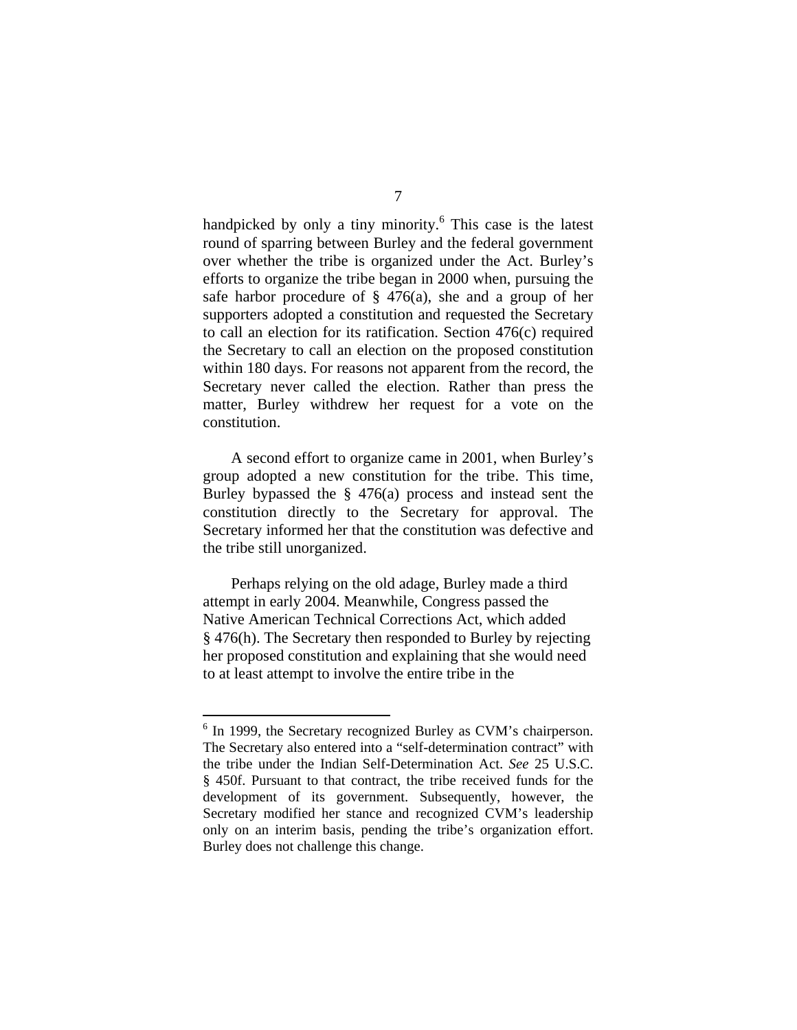handpicked by only a tiny minority.[6] This case is the latest round of sparring between Burley and the federal government over whether the tribe is organized under the Act. Burley's efforts to organize the tribe began in 2000 when, pursuing the safe harbor procedure of § 476(a), she and a group of her supporters adopted a constitution and requested the Secretary to call an election for its ratification. Section 476(c) required the Secretary to call an election on the proposed constitution within 180 days. For reasons not apparent from the record, the Secretary never called the election. Rather than press the matter, Burley withdrew her request for a vote on the constitution.

A second effort to organize came in 2001, when Burley's group adopted a new constitution for the tribe. This time, Burley bypassed the § 476(a) process and instead sent the constitution directly to the Secretary for approval. The Secretary informed her that the constitution was defective and the tribe still unorganized.

Perhaps relying on the old adage, Burley made a third attempt in early 2004. Meanwhile, Congress passed the Native American Technical Corrections Act, which added § 476(h). The Secretary then responded to Burley by rejecting her proposed constitution and explaining that she would need to at least attempt to involve the entire tribe in the

---

[6] In 1999, the Secretary recognized Burley as CVM's chairperson. The Secretary also entered into a "self-determination contract" with the tribe under the Indian Self-Determination Act. *See* 25 U.S.C. § 450f. Pursuant to that contract, the tribe received funds for the development of its government. Subsequently, however, the Secretary modified her stance and recognized CVM's leadership only on an interim basis, pending the tribe's organization effort. Burley does not challenge this change.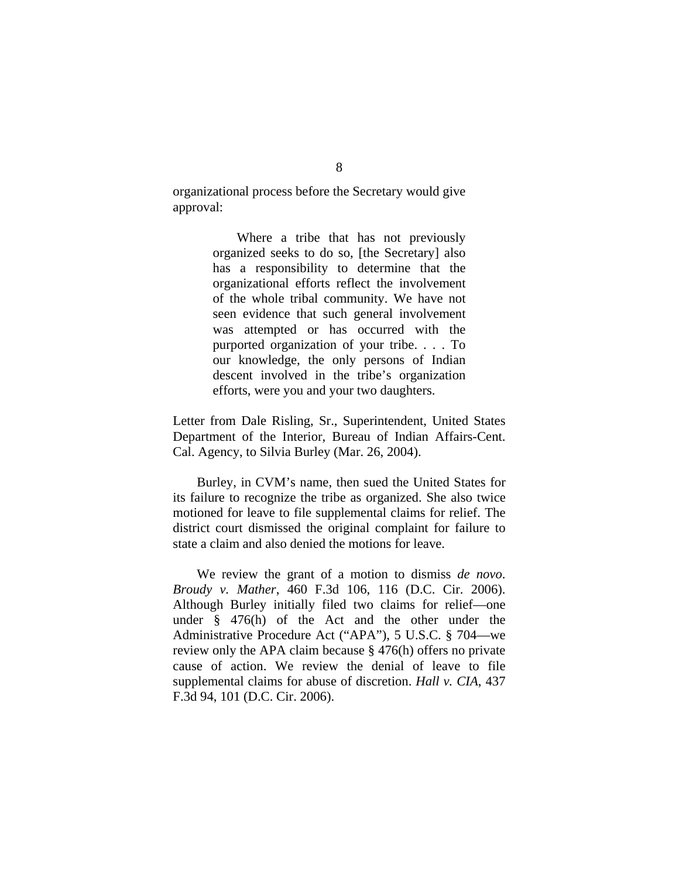organizational process before the Secretary would give approval:

> Where a tribe that has not previously organized seeks to do so, [the Secretary] also has a responsibility to determine that the organizational efforts reflect the involvement of the whole tribal community. We have not seen evidence that such general involvement was attempted or has occurred with the purported organization of your tribe. . . . To our knowledge, the only persons of Indian descent involved in the tribe's organization efforts, were you and your two daughters.

Letter from Dale Risling, Sr., Superintendent, United States Department of the Interior, Bureau of Indian Affairs-Cent. Cal. Agency, to Silvia Burley (Mar. 26, 2004).

Burley, in CVM's name, then sued the United States for its failure to recognize the tribe as organized. She also twice motioned for leave to file supplemental claims for relief. The district court dismissed the original complaint for failure to state a claim and also denied the motions for leave.

We review the grant of a motion to dismiss *de novo*. *Broudy v. Mather*, 460 F.3d 106, 116 (D.C. Cir. 2006). Although Burley initially filed two claims for relief—one under § 476(h) of the Act and the other under the Administrative Procedure Act ("APA"), 5 U.S.C. § 704—we review only the APA claim because § 476(h) offers no private cause of action. We review the denial of leave to file supplemental claims for abuse of discretion. *Hall v. CIA*, 437 F.3d 94, 101 (D.C. Cir. 2006).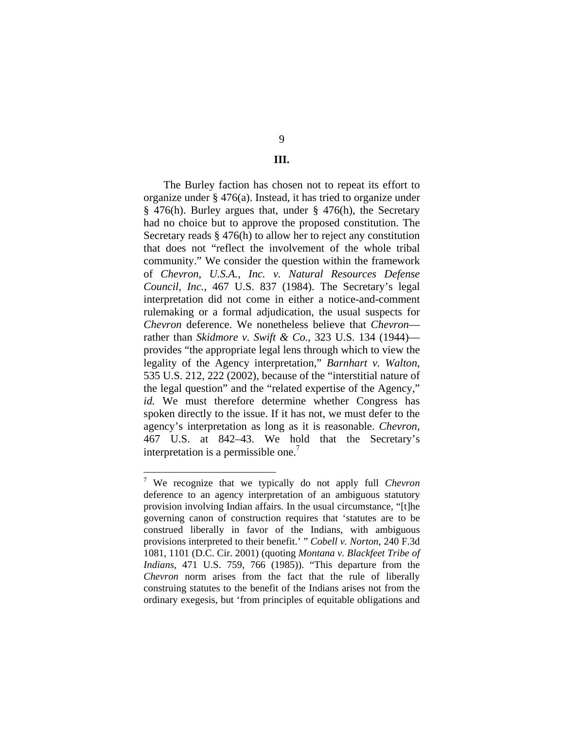## III.

The Burley faction has chosen not to repeat its effort to organize under § 476(a). Instead, it has tried to organize under § 476(h). Burley argues that, under § 476(h), the Secretary had no choice but to approve the proposed constitution. The Secretary reads § 476(h) to allow her to reject any constitution that does not "reflect the involvement of the whole tribal community." We consider the question within the framework of *Chevron, U.S.A., Inc. v. Natural Resources Defense Council, Inc.*, 467 U.S. 837 (1984). The Secretary's legal interpretation did not come in either a notice-and-comment rulemaking or a formal adjudication, the usual suspects for *Chevron* deference. We nonetheless believe that *Chevron*—rather than *Skidmore v. Swift & Co.*, 323 U.S. 134 (1944)—provides "the appropriate legal lens through which to view the legality of the Agency interpretation," *Barnhart v. Walton*, 535 U.S. 212, 222 (2002), because of the "interstitial nature of the legal question" and the "related expertise of the Agency," *id.* We must therefore determine whether Congress has spoken directly to the issue. If it has not, we must defer to the agency's interpretation as long as it is reasonable. *Chevron*, 467 U.S. at 842–43. We hold that the Secretary's interpretation is a permissible one.[7]

---

[7] We recognize that we typically do not apply full *Chevron* deference to an agency interpretation of an ambiguous statutory provision involving Indian affairs. In the usual circumstance, "[t]he governing canon of construction requires that 'statutes are to be construed liberally in favor of the Indians, with ambiguous provisions interpreted to their benefit.' " *Cobell v. Norton*, 240 F.3d 1081, 1101 (D.C. Cir. 2001) (quoting *Montana v. Blackfeet Tribe of Indians*, 471 U.S. 759, 766 (1985)). "This departure from the *Chevron* norm arises from the fact that the rule of liberally construing statutes to the benefit of the Indians arises not from the ordinary exegesis, but 'from principles of equitable obligations and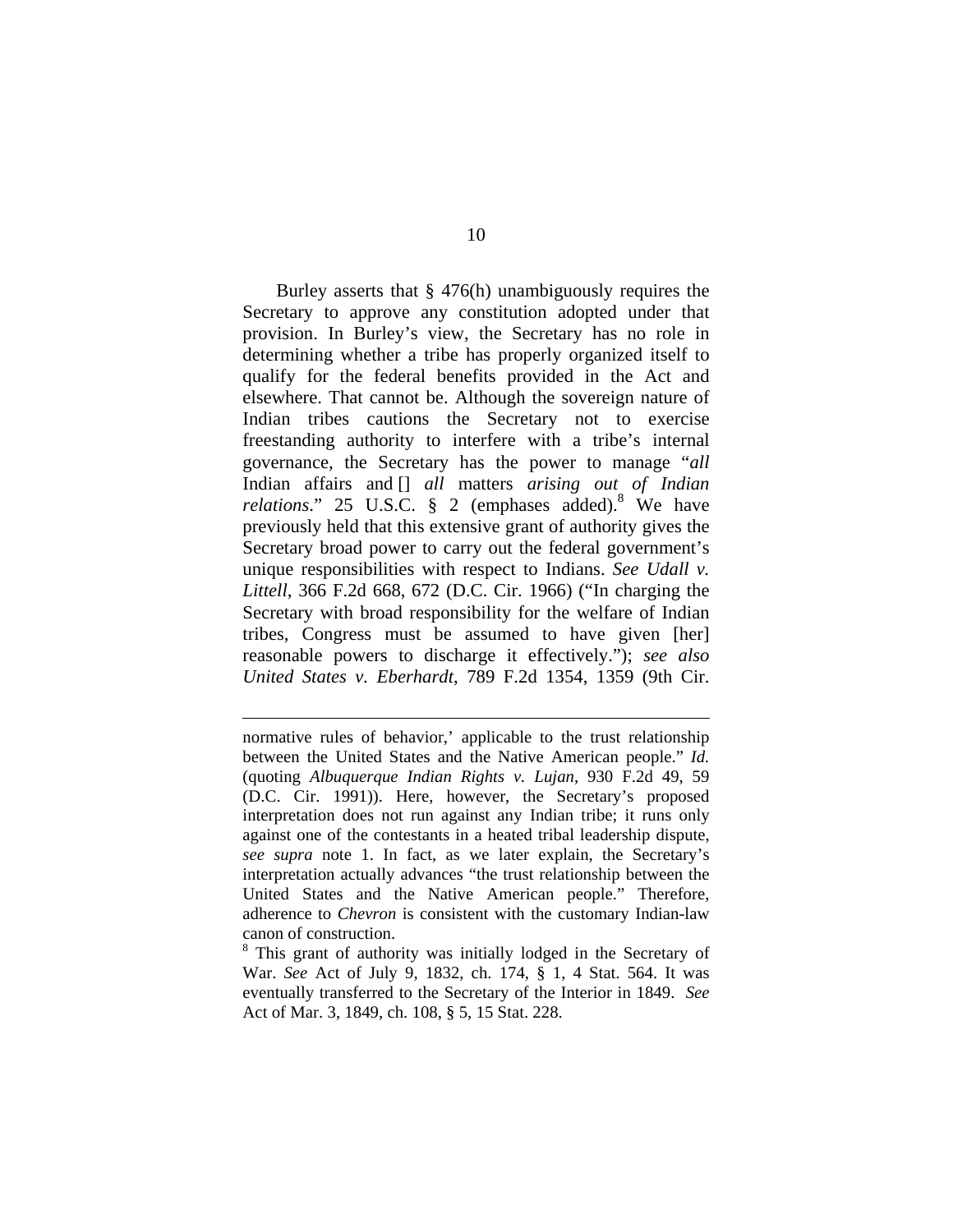Burley asserts that § 476(h) unambiguously requires the Secretary to approve any constitution adopted under that provision. In Burley's view, the Secretary has no role in determining whether a tribe has properly organized itself to qualify for the federal benefits provided in the Act and elsewhere. That cannot be. Although the sovereign nature of Indian tribes cautions the Secretary not to exercise freestanding authority to interfere with a tribe's internal governance, the Secretary has the power to manage "*all* Indian affairs and [] *all* matters *arising out of Indian relations*." 25 U.S.C. § 2 (emphases added).[8] We have previously held that this extensive grant of authority gives the Secretary broad power to carry out the federal government's unique responsibilities with respect to Indians. *See Udall v. Littell*, 366 F.2d 668, 672 (D.C. Cir. 1966) ("In charging the Secretary with broad responsibility for the welfare of Indian tribes, Congress must be assumed to have given [her] reasonable powers to discharge it effectively."); *see also United States v. Eberhardt*, 789 F.2d 1354, 1359 (9th Cir.

---

normative rules of behavior,' applicable to the trust relationship between the United States and the Native American people." *Id.* (quoting *Albuquerque Indian Rights v. Lujan*, 930 F.2d 49, 59 (D.C. Cir. 1991)). Here, however, the Secretary's proposed interpretation does not run against any Indian tribe; it runs only against one of the contestants in a heated tribal leadership dispute, *see supra* note 1. In fact, as we later explain, the Secretary's interpretation actually advances "the trust relationship between the United States and the Native American people." Therefore, adherence to *Chevron* is consistent with the customary Indian-law canon of construction.

[8] This grant of authority was initially lodged in the Secretary of War. *See* Act of July 9, 1832, ch. 174, § 1, 4 Stat. 564. It was eventually transferred to the Secretary of the Interior in 1849. *See* Act of Mar. 3, 1849, ch. 108, § 5, 15 Stat. 228.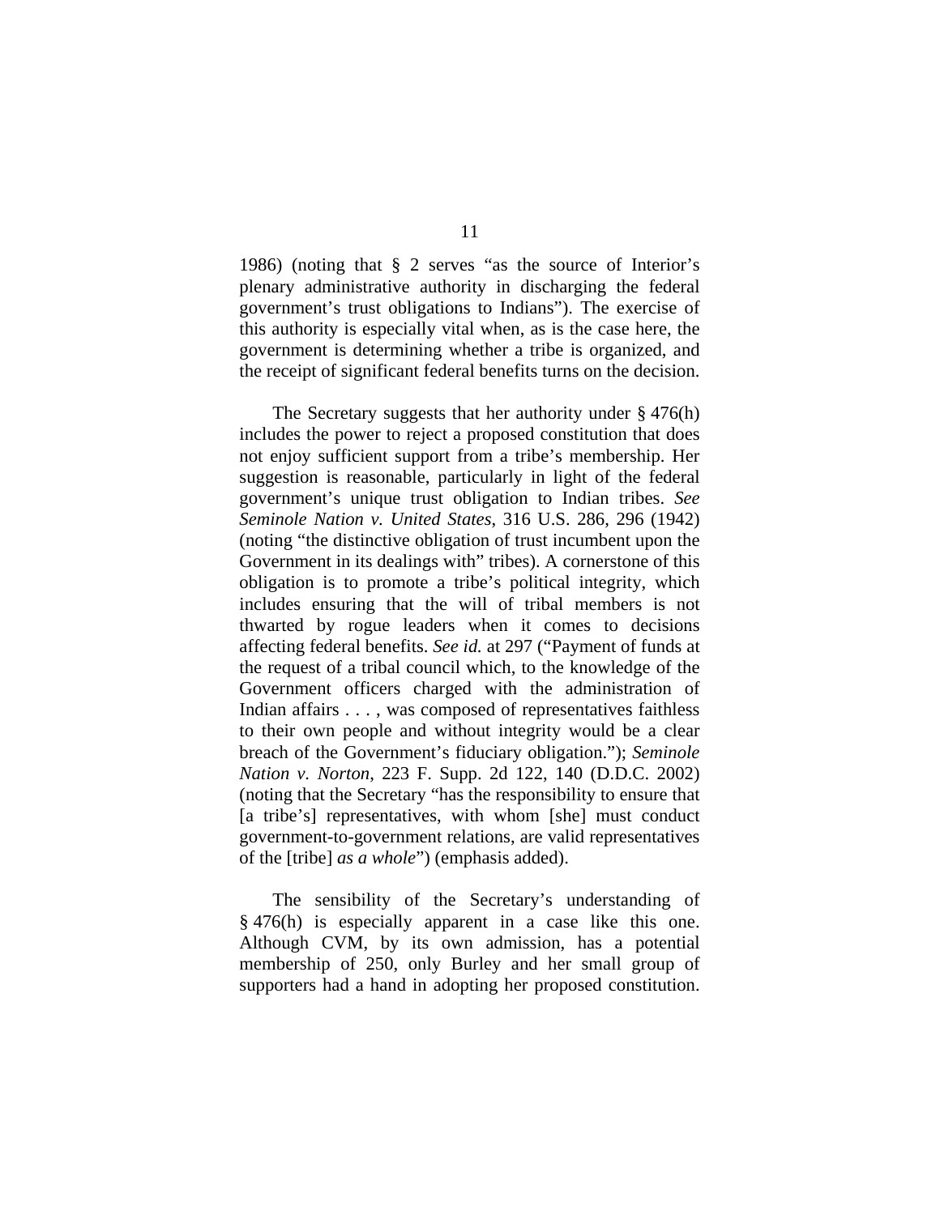1986) (noting that § 2 serves "as the source of Interior's plenary administrative authority in discharging the federal government's trust obligations to Indians"). The exercise of this authority is especially vital when, as is the case here, the government is determining whether a tribe is organized, and the receipt of significant federal benefits turns on the decision.

The Secretary suggests that her authority under § 476(h) includes the power to reject a proposed constitution that does not enjoy sufficient support from a tribe's membership. Her suggestion is reasonable, particularly in light of the federal government's unique trust obligation to Indian tribes. *See Seminole Nation v. United States*, 316 U.S. 286, 296 (1942) (noting "the distinctive obligation of trust incumbent upon the Government in its dealings with" tribes). A cornerstone of this obligation is to promote a tribe's political integrity, which includes ensuring that the will of tribal members is not thwarted by rogue leaders when it comes to decisions affecting federal benefits. *See id.* at 297 ("Payment of funds at the request of a tribal council which, to the knowledge of the Government officers charged with the administration of Indian affairs . . . , was composed of representatives faithless to their own people and without integrity would be a clear breach of the Government's fiduciary obligation."); *Seminole Nation v. Norton*, 223 F. Supp. 2d 122, 140 (D.D.C. 2002) (noting that the Secretary "has the responsibility to ensure that [a tribe's] representatives, with whom [she] must conduct government-to-government relations, are valid representatives of the [tribe] *as a whole*") (emphasis added).

The sensibility of the Secretary's understanding of § 476(h) is especially apparent in a case like this one. Although CVM, by its own admission, has a potential membership of 250, only Burley and her small group of supporters had a hand in adopting her proposed constitution.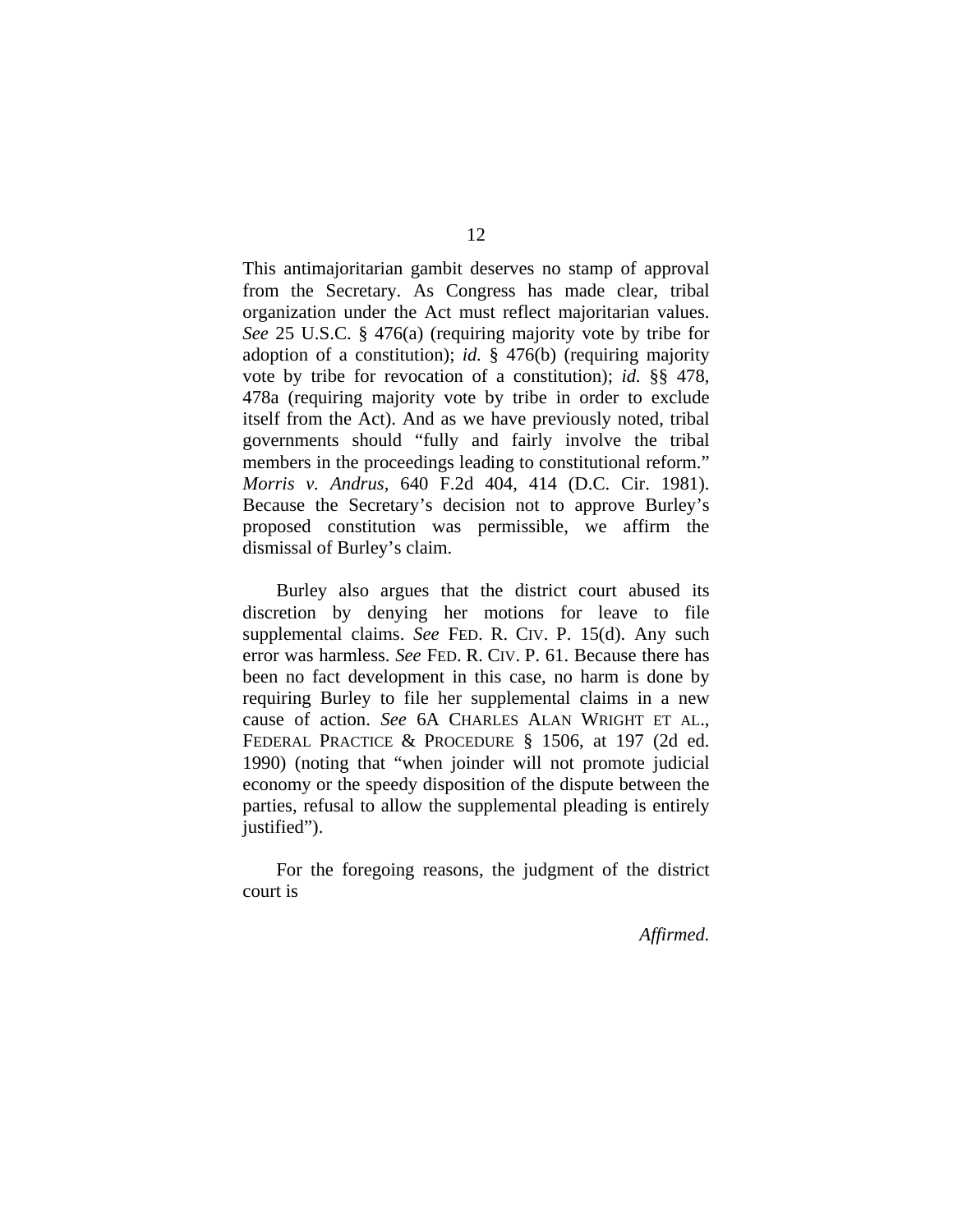This antimajoritarian gambit deserves no stamp of approval from the Secretary. As Congress has made clear, tribal organization under the Act must reflect majoritarian values. *See* 25 U.S.C. § 476(a) (requiring majority vote by tribe for adoption of a constitution); *id.* § 476(b) (requiring majority vote by tribe for revocation of a constitution); *id.* §§ 478, 478a (requiring majority vote by tribe in order to exclude itself from the Act). And as we have previously noted, tribal governments should "fully and fairly involve the tribal members in the proceedings leading to constitutional reform." *Morris v. Andrus*, 640 F.2d 404, 414 (D.C. Cir. 1981). Because the Secretary's decision not to approve Burley's proposed constitution was permissible, we affirm the dismissal of Burley's claim.

Burley also argues that the district court abused its discretion by denying her motions for leave to file supplemental claims. *See* FED. R. CIV. P. 15(d). Any such error was harmless. *See* FED. R. CIV. P. 61. Because there has been no fact development in this case, no harm is done by requiring Burley to file her supplemental claims in a new cause of action. *See* 6A CHARLES ALAN WRIGHT ET AL., FEDERAL PRACTICE & PROCEDURE § 1506, at 197 (2d ed. 1990) (noting that "when joinder will not promote judicial economy or the speedy disposition of the dispute between the parties, refusal to allow the supplemental pleading is entirely justified").

For the foregoing reasons, the judgment of the district court is

*Affirmed.*